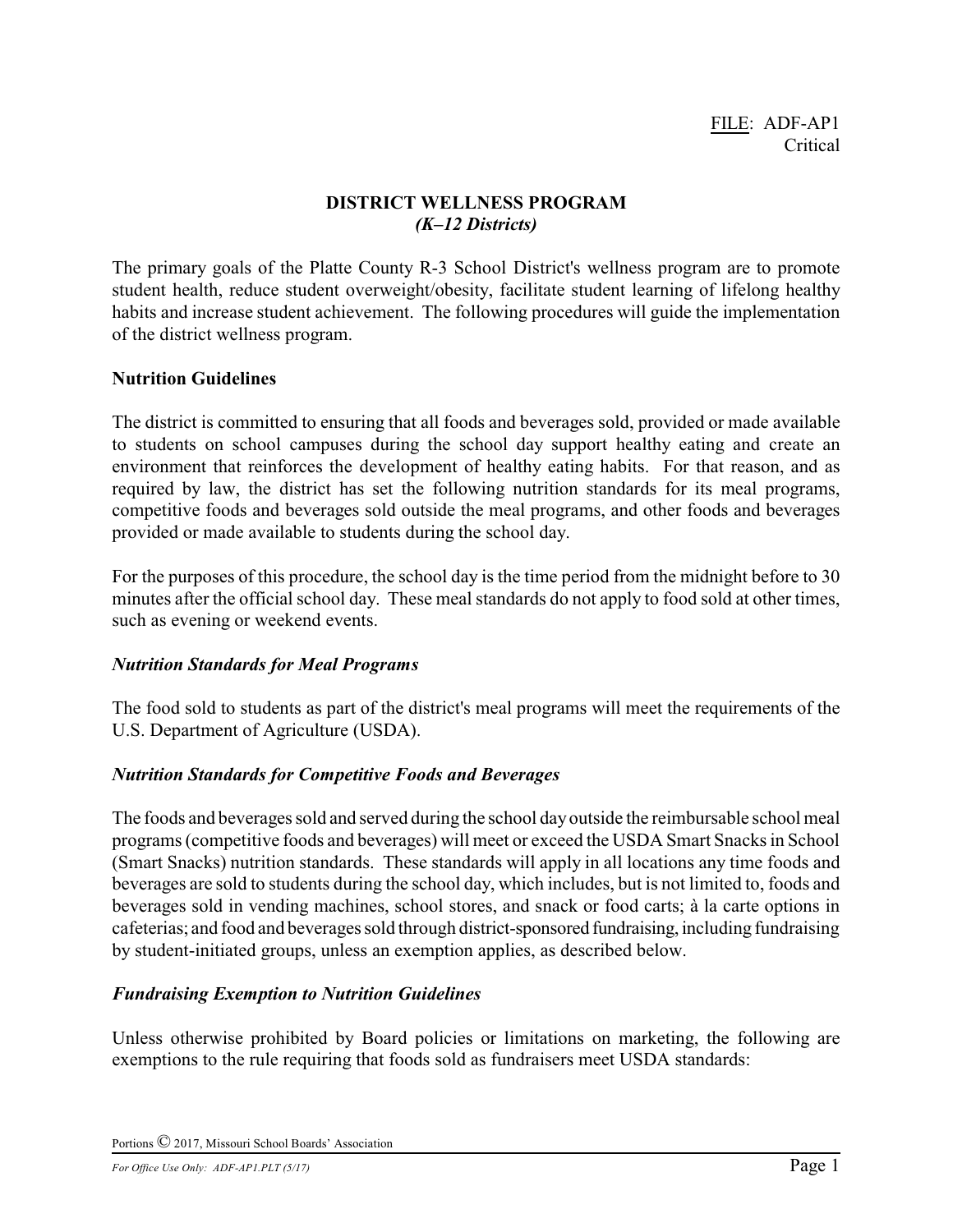FILE: ADF-AP1
Critical

# DISTRICT WELLNESS PROGRAM
### *(K–12 Districts)*

The primary goals of the Platte County R-3 School District's wellness program are to promote student health, reduce student overweight/obesity, facilitate student learning of lifelong healthy habits and increase student achievement. The following procedures will guide the implementation of the district wellness program.

## Nutrition Guidelines

The district is committed to ensuring that all foods and beverages sold, provided or made available to students on school campuses during the school day support healthy eating and create an environment that reinforces the development of healthy eating habits. For that reason, and as required by law, the district has set the following nutrition standards for its meal programs, competitive foods and beverages sold outside the meal programs, and other foods and beverages provided or made available to students during the school day.

For the purposes of this procedure, the school day is the time period from the midnight before to 30 minutes after the official school day. These meal standards do not apply to food sold at other times, such as evening or weekend events.

### *Nutrition Standards for Meal Programs*

The food sold to students as part of the district's meal programs will meet the requirements of the U.S. Department of Agriculture (USDA).

### *Nutrition Standards for Competitive Foods and Beverages*

The foods and beverages sold and served during the school day outside the reimbursable school meal programs (competitive foods and beverages) will meet or exceed the USDA Smart Snacks in School (Smart Snacks) nutrition standards. These standards will apply in all locations any time foods and beverages are sold to students during the school day, which includes, but is not limited to, foods and beverages sold in vending machines, school stores, and snack or food carts; à la carte options in cafeterias; and food and beverages sold through district-sponsored fundraising, including fundraising by student-initiated groups, unless an exemption applies, as described below.

### *Fundraising Exemption to Nutrition Guidelines*

Unless otherwise prohibited by Board policies or limitations on marketing, the following are exemptions to the rule requiring that foods sold as fundraisers meet USDA standards: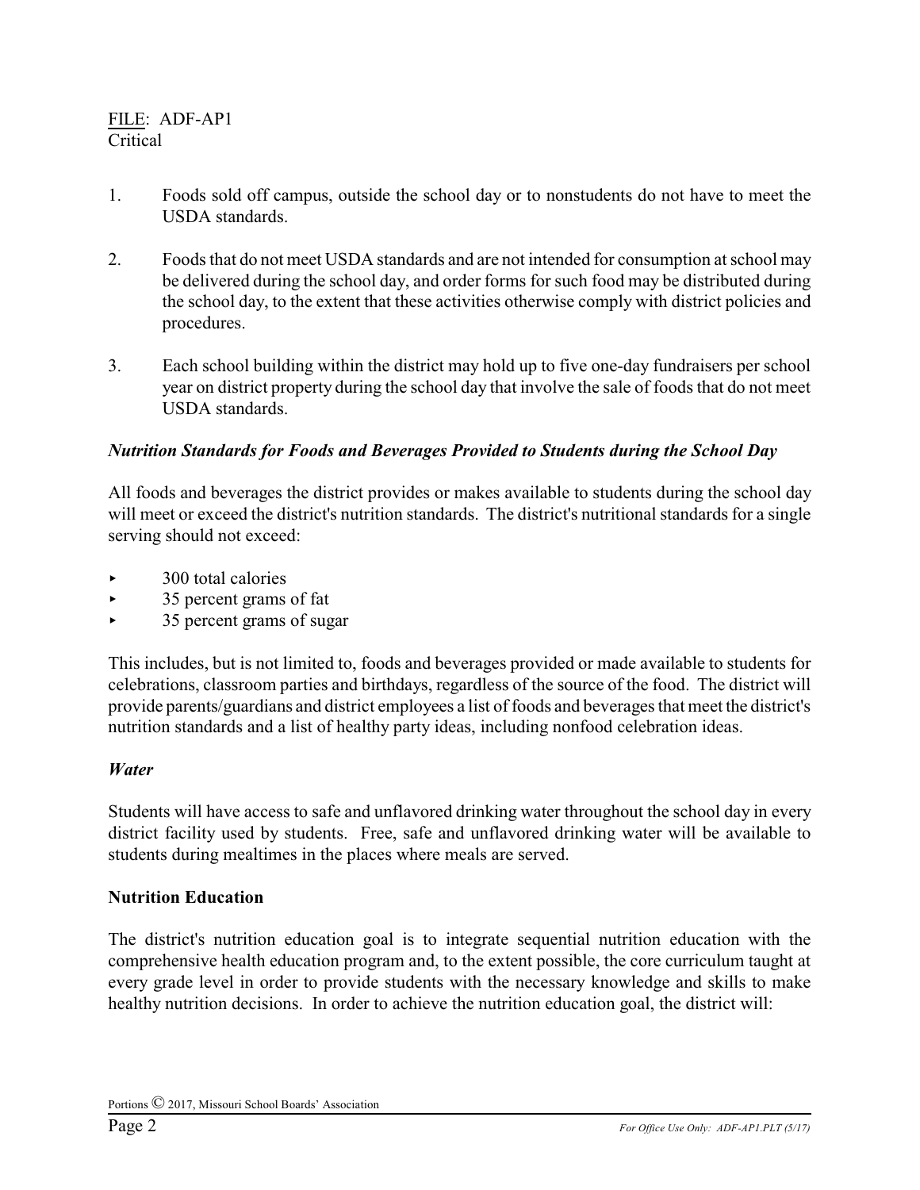FILE: ADF-AP1
Critical

1. Foods sold off campus, outside the school day or to nonstudents do not have to meet the USDA standards.

2. Foods that do not meet USDA standards and are not intended for consumption at school may be delivered during the school day, and order forms for such food may be distributed during the school day, to the extent that these activities otherwise comply with district policies and procedures.

3. Each school building within the district may hold up to five one-day fundraisers per school year on district property during the school day that involve the sale of foods that do not meet USDA standards.

### *Nutrition Standards for Foods and Beverages Provided to Students during the School Day*

All foods and beverages the district provides or makes available to students during the school day will meet or exceed the district's nutrition standards. The district's nutritional standards for a single serving should not exceed:

- 300 total calories
- 35 percent grams of fat
- 35 percent grams of sugar

This includes, but is not limited to, foods and beverages provided or made available to students for celebrations, classroom parties and birthdays, regardless of the source of the food. The district will provide parents/guardians and district employees a list of foods and beverages that meet the district's nutrition standards and a list of healthy party ideas, including nonfood celebration ideas.

### *Water*

Students will have access to safe and unflavored drinking water throughout the school day in every district facility used by students. Free, safe and unflavored drinking water will be available to students during mealtimes in the places where meals are served.

## Nutrition Education

The district's nutrition education goal is to integrate sequential nutrition education with the comprehensive health education program and, to the extent possible, the core curriculum taught at every grade level in order to provide students with the necessary knowledge and skills to make healthy nutrition decisions. In order to achieve the nutrition education goal, the district will: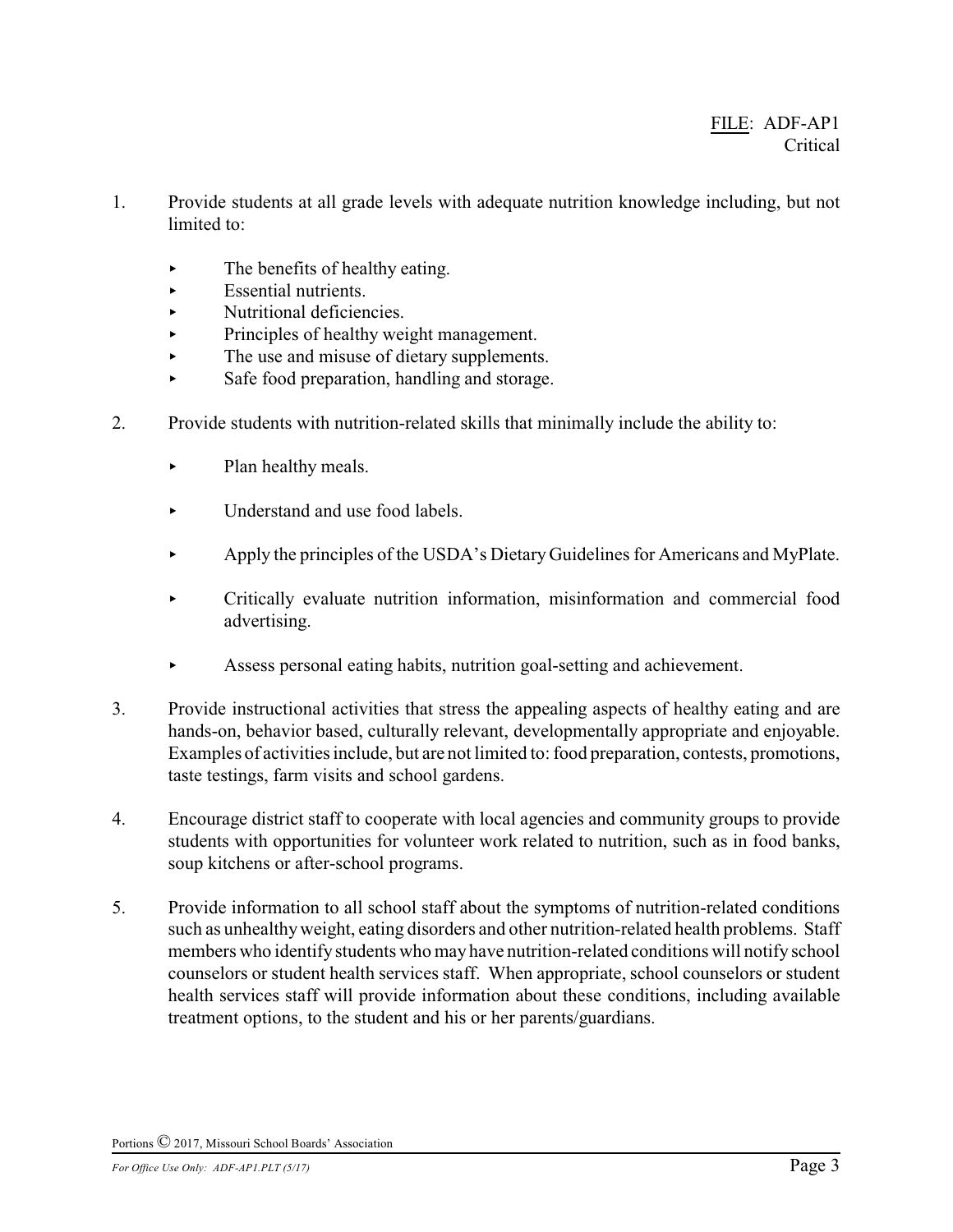FILE: ADF-AP1
Critical

1. Provide students at all grade levels with adequate nutrition knowledge including, but not limited to:

   - The benefits of healthy eating.
   - Essential nutrients.
   - Nutritional deficiencies.
   - Principles of healthy weight management.
   - The use and misuse of dietary supplements.
   - Safe food preparation, handling and storage.

2. Provide students with nutrition-related skills that minimally include the ability to:

   - Plan healthy meals.
   - Understand and use food labels.
   - Apply the principles of the USDA's Dietary Guidelines for Americans and MyPlate.
   - Critically evaluate nutrition information, misinformation and commercial food advertising.
   - Assess personal eating habits, nutrition goal-setting and achievement.

3. Provide instructional activities that stress the appealing aspects of healthy eating and are hands-on, behavior based, culturally relevant, developmentally appropriate and enjoyable. Examples of activities include, but are not limited to: food preparation, contests, promotions, taste testings, farm visits and school gardens.

4. Encourage district staff to cooperate with local agencies and community groups to provide students with opportunities for volunteer work related to nutrition, such as in food banks, soup kitchens or after-school programs.

5. Provide information to all school staff about the symptoms of nutrition-related conditions such as unhealthy weight, eating disorders and other nutrition-related health problems. Staff members who identify students who may have nutrition-related conditions will notify school counselors or student health services staff. When appropriate, school counselors or student health services staff will provide information about these conditions, including available treatment options, to the student and his or her parents/guardians.

Portions © 2017, Missouri School Boards' Association

*For Office Use Only: ADF-AP1.PLT (5/17)*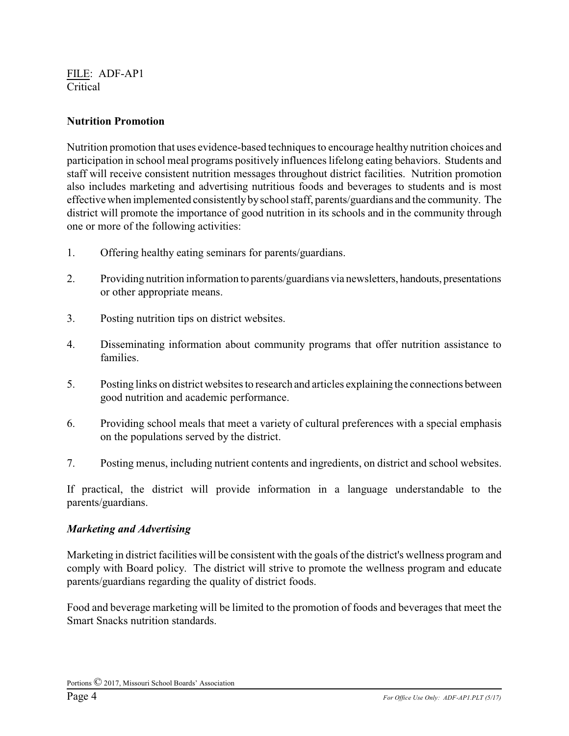FILE: ADF-AP1
Critical

**Nutrition Promotion**

Nutrition promotion that uses evidence-based techniques to encourage healthy nutrition choices and participation in school meal programs positively influences lifelong eating behaviors. Students and staff will receive consistent nutrition messages throughout district facilities. Nutrition promotion also includes marketing and advertising nutritious foods and beverages to students and is most effective when implemented consistently by school staff, parents/guardians and the community. The district will promote the importance of good nutrition in its schools and in the community through one or more of the following activities:

1. Offering healthy eating seminars for parents/guardians.

2. Providing nutrition information to parents/guardians via newsletters, handouts, presentations or other appropriate means.

3. Posting nutrition tips on district websites.

4. Disseminating information about community programs that offer nutrition assistance to families.

5. Posting links on district websites to research and articles explaining the connections between good nutrition and academic performance.

6. Providing school meals that meet a variety of cultural preferences with a special emphasis on the populations served by the district.

7. Posting menus, including nutrient contents and ingredients, on district and school websites.

If practical, the district will provide information in a language understandable to the parents/guardians.

***Marketing and Advertising***

Marketing in district facilities will be consistent with the goals of the district's wellness program and comply with Board policy. The district will strive to promote the wellness program and educate parents/guardians regarding the quality of district foods.

Food and beverage marketing will be limited to the promotion of foods and beverages that meet the Smart Snacks nutrition standards.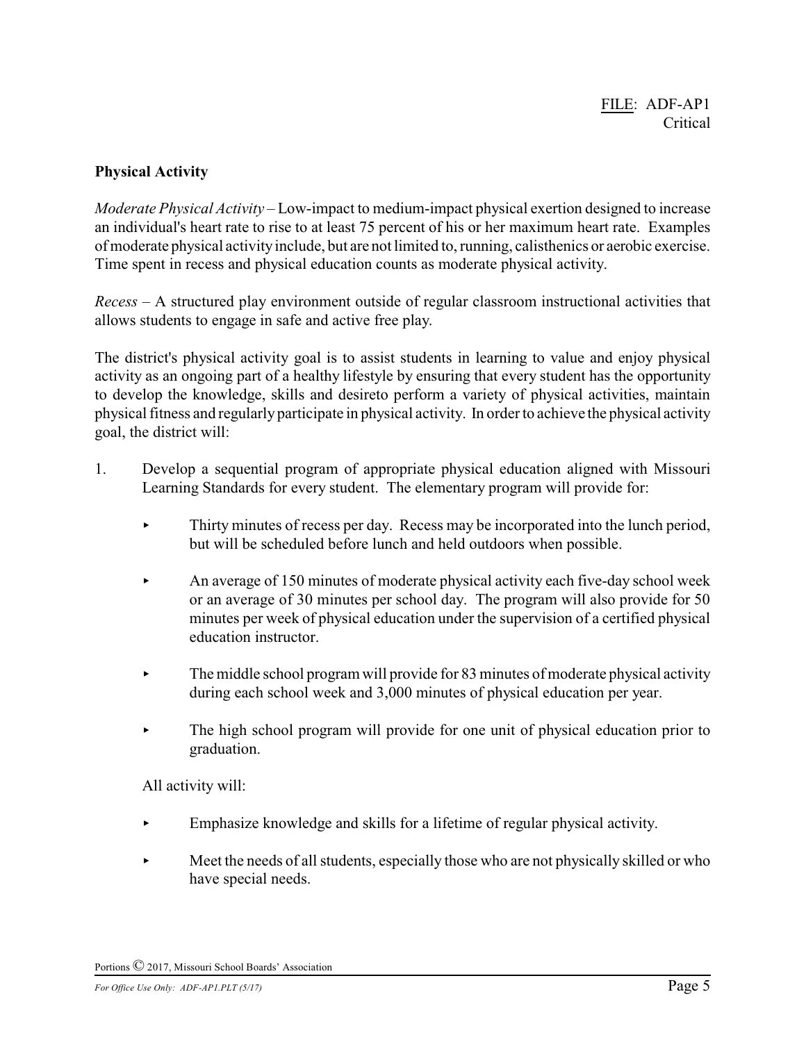FILE: ADF-AP1
Critical

**Physical Activity**

*Moderate Physical Activity* – Low-impact to medium-impact physical exertion designed to increase an individual's heart rate to rise to at least 75 percent of his or her maximum heart rate. Examples of moderate physical activity include, but are not limited to, running, calisthenics or aerobic exercise. Time spent in recess and physical education counts as moderate physical activity.

*Recess* – A structured play environment outside of regular classroom instructional activities that allows students to engage in safe and active free play.

The district's physical activity goal is to assist students in learning to value and enjoy physical activity as an ongoing part of a healthy lifestyle by ensuring that every student has the opportunity to develop the knowledge, skills and desireto perform a variety of physical activities, maintain physical fitness and regularly participate in physical activity. In order to achieve the physical activity goal, the district will:

1. Develop a sequential program of appropriate physical education aligned with Missouri Learning Standards for every student. The elementary program will provide for:

   - Thirty minutes of recess per day. Recess may be incorporated into the lunch period, but will be scheduled before lunch and held outdoors when possible.

   - An average of 150 minutes of moderate physical activity each five-day school week or an average of 30 minutes per school day. The program will also provide for 50 minutes per week of physical education under the supervision of a certified physical education instructor.

   - The middle school program will provide for 83 minutes of moderate physical activity during each school week and 3,000 minutes of physical education per year.

   - The high school program will provide for one unit of physical education prior to graduation.

   All activity will:

   - Emphasize knowledge and skills for a lifetime of regular physical activity.

   - Meet the needs of all students, especially those who are not physically skilled or who have special needs.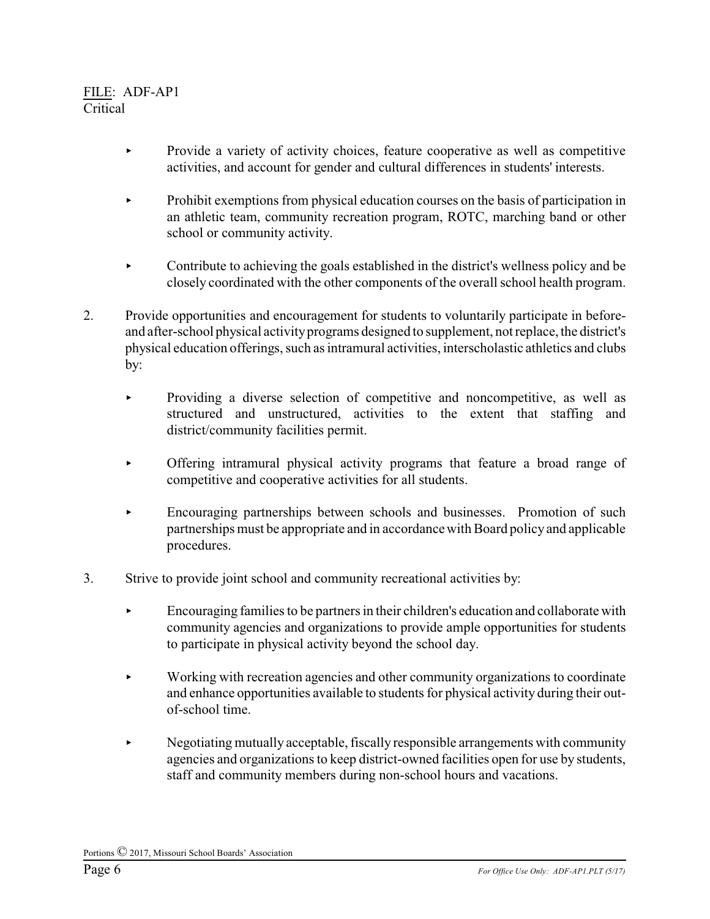- Provide a variety of activity choices, feature cooperative as well as competitive activities, and account for gender and cultural differences in students' interests.

- Prohibit exemptions from physical education courses on the basis of participation in an athletic team, community recreation program, ROTC, marching band or other school or community activity.

- Contribute to achieving the goals established in the district's wellness policy and be closely coordinated with the other components of the overall school health program.

2. Provide opportunities and encouragement for students to voluntarily participate in before- and after-school physical activity programs designed to supplement, not replace, the district's physical education offerings, such as intramural activities, interscholastic athletics and clubs by:

   - Providing a diverse selection of competitive and noncompetitive, as well as structured and unstructured, activities to the extent that staffing and district/community facilities permit.

   - Offering intramural physical activity programs that feature a broad range of competitive and cooperative activities for all students.

   - Encouraging partnerships between schools and businesses. Promotion of such partnerships must be appropriate and in accordance with Board policy and applicable procedures.

3. Strive to provide joint school and community recreational activities by:

   - Encouraging families to be partners in their children's education and collaborate with community agencies and organizations to provide ample opportunities for students to participate in physical activity beyond the school day.

   - Working with recreation agencies and other community organizations to coordinate and enhance opportunities available to students for physical activity during their out-of-school time.

   - Negotiating mutually acceptable, fiscally responsible arrangements with community agencies and organizations to keep district-owned facilities open for use by students, staff and community members during non-school hours and vacations.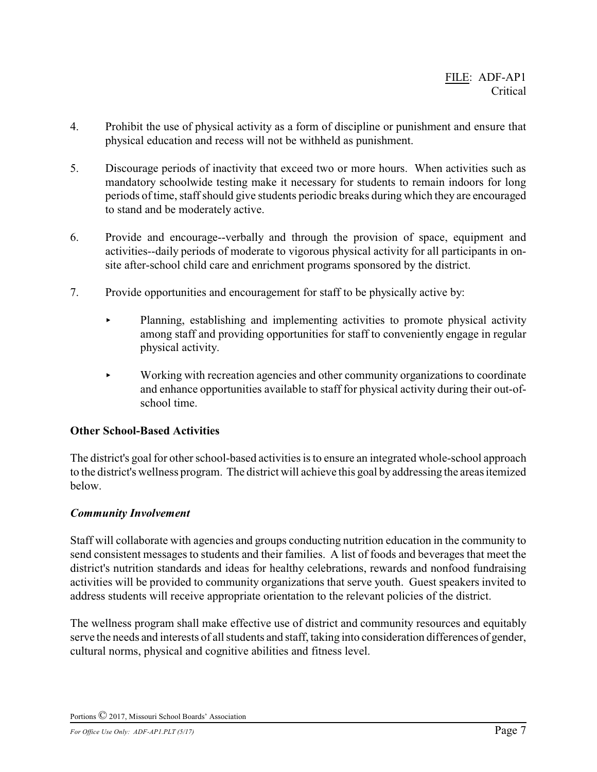4. Prohibit the use of physical activity as a form of discipline or punishment and ensure that physical education and recess will not be withheld as punishment.

5. Discourage periods of inactivity that exceed two or more hours. When activities such as mandatory schoolwide testing make it necessary for students to remain indoors for long periods of time, staff should give students periodic breaks during which they are encouraged to stand and be moderately active.

6. Provide and encourage--verbally and through the provision of space, equipment and activities--daily periods of moderate to vigorous physical activity for all participants in on-site after-school child care and enrichment programs sponsored by the district.

7. Provide opportunities and encouragement for staff to be physically active by:

   - Planning, establishing and implementing activities to promote physical activity among staff and providing opportunities for staff to conveniently engage in regular physical activity.

   - Working with recreation agencies and other community organizations to coordinate and enhance opportunities available to staff for physical activity during their out-of-school time.

**Other School-Based Activities**

The district's goal for other school-based activities is to ensure an integrated whole-school approach to the district's wellness program. The district will achieve this goal by addressing the areas itemized below.

***Community Involvement***

Staff will collaborate with agencies and groups conducting nutrition education in the community to send consistent messages to students and their families. A list of foods and beverages that meet the district's nutrition standards and ideas for healthy celebrations, rewards and nonfood fundraising activities will be provided to community organizations that serve youth. Guest speakers invited to address students will receive appropriate orientation to the relevant policies of the district.

The wellness program shall make effective use of district and community resources and equitably serve the needs and interests of all students and staff, taking into consideration differences of gender, cultural norms, physical and cognitive abilities and fitness level.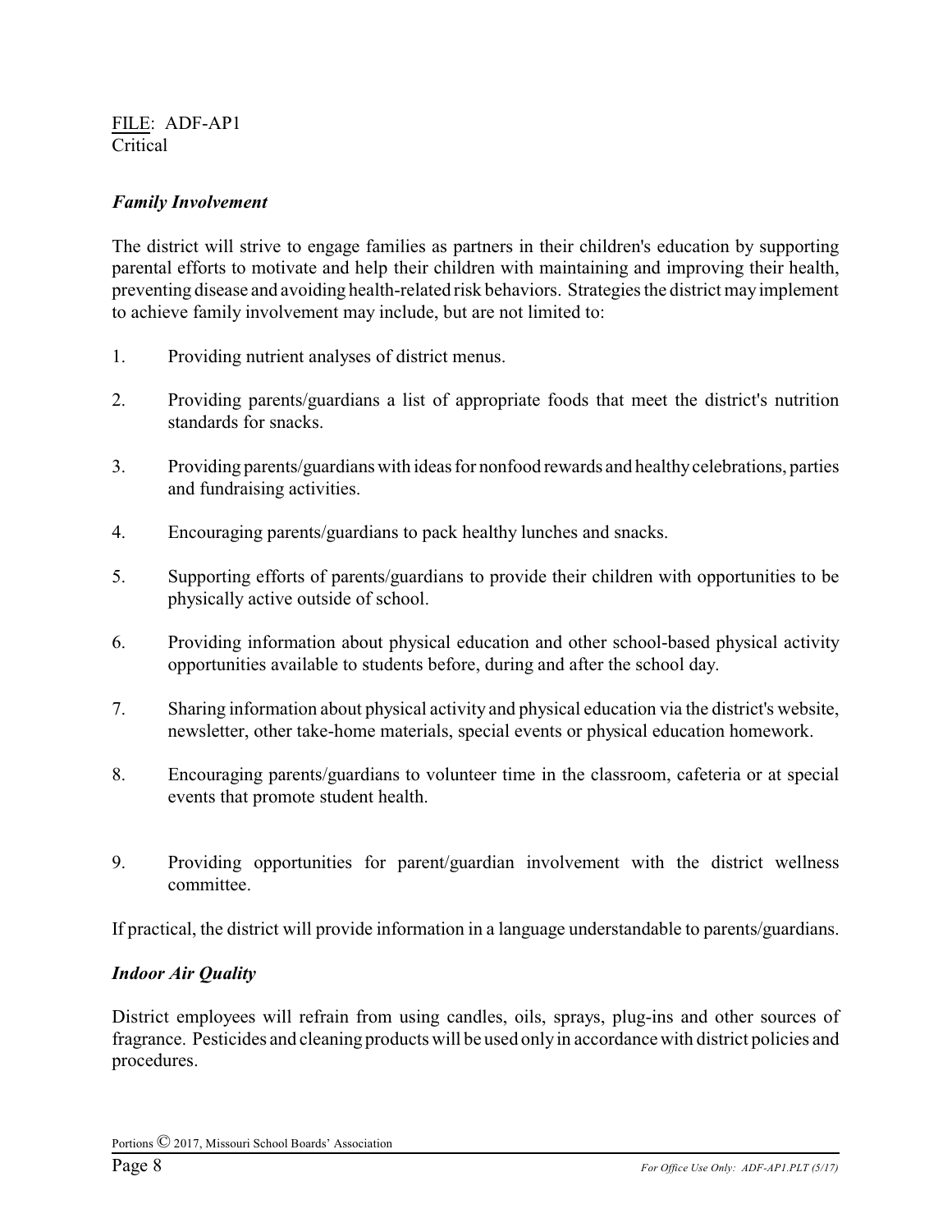FILE: ADF-AP1
Critical

***Family Involvement***

The district will strive to engage families as partners in their children's education by supporting parental efforts to motivate and help their children with maintaining and improving their health, preventing disease and avoiding health-related risk behaviors. Strategies the district may implement to achieve family involvement may include, but are not limited to:

1. Providing nutrient analyses of district menus.

2. Providing parents/guardians a list of appropriate foods that meet the district's nutrition standards for snacks.

3. Providing parents/guardians with ideas for nonfood rewards and healthy celebrations, parties and fundraising activities.

4. Encouraging parents/guardians to pack healthy lunches and snacks.

5. Supporting efforts of parents/guardians to provide their children with opportunities to be physically active outside of school.

6. Providing information about physical education and other school-based physical activity opportunities available to students before, during and after the school day.

7. Sharing information about physical activity and physical education via the district's website, newsletter, other take-home materials, special events or physical education homework.

8. Encouraging parents/guardians to volunteer time in the classroom, cafeteria or at special events that promote student health.

9. Providing opportunities for parent/guardian involvement with the district wellness committee.

If practical, the district will provide information in a language understandable to parents/guardians.

***Indoor Air Quality***

District employees will refrain from using candles, oils, sprays, plug-ins and other sources of fragrance. Pesticides and cleaning products will be used only in accordance with district policies and procedures.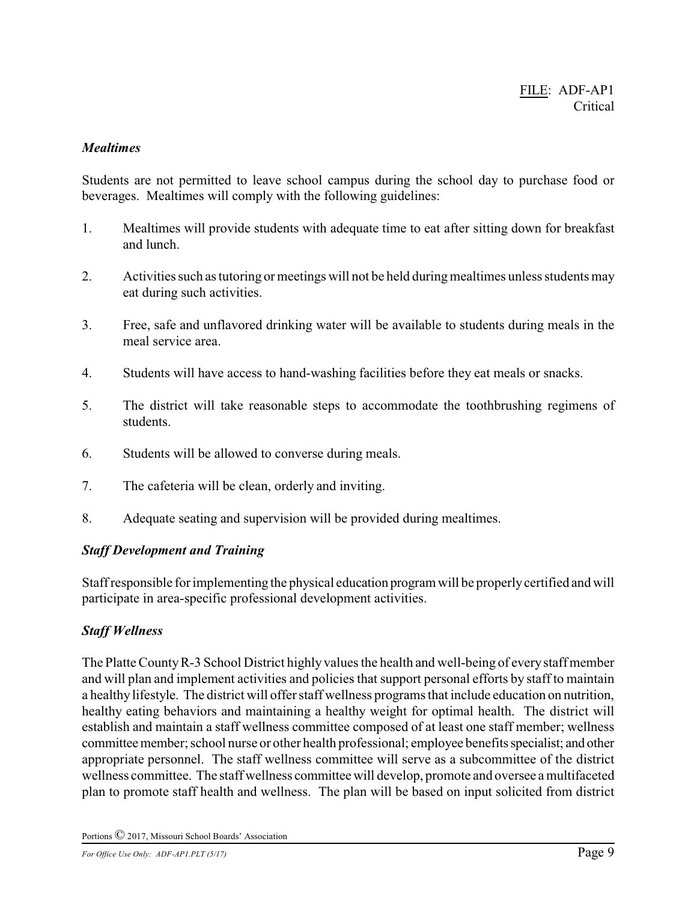### *Mealtimes*

Students are not permitted to leave school campus during the school day to purchase food or beverages. Mealtimes will comply with the following guidelines:

1. Mealtimes will provide students with adequate time to eat after sitting down for breakfast and lunch.

2. Activities such as tutoring or meetings will not be held during mealtimes unless students may eat during such activities.

3. Free, safe and unflavored drinking water will be available to students during meals in the meal service area.

4. Students will have access to hand-washing facilities before they eat meals or snacks.

5. The district will take reasonable steps to accommodate the toothbrushing regimens of students.

6. Students will be allowed to converse during meals.

7. The cafeteria will be clean, orderly and inviting.

8. Adequate seating and supervision will be provided during mealtimes.

### *Staff Development and Training*

Staff responsible for implementing the physical education program will be properly certified and will participate in area-specific professional development activities.

### *Staff Wellness*

The Platte County R-3 School District highly values the health and well-being of every staff member and will plan and implement activities and policies that support personal efforts by staff to maintain a healthy lifestyle. The district will offer staff wellness programs that include education on nutrition, healthy eating behaviors and maintaining a healthy weight for optimal health. The district will establish and maintain a staff wellness committee composed of at least one staff member; wellness committee member; school nurse or other health professional; employee benefits specialist; and other appropriate personnel. The staff wellness committee will serve as a subcommittee of the district wellness committee. The staff wellness committee will develop, promote and oversee a multifaceted plan to promote staff health and wellness. The plan will be based on input solicited from district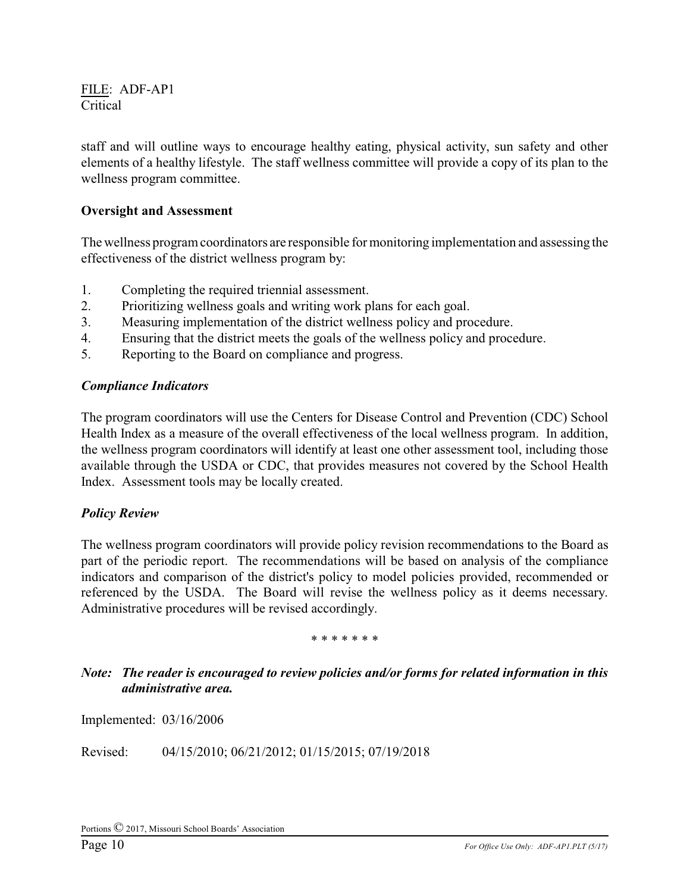staff and will outline ways to encourage healthy eating, physical activity, sun safety and other elements of a healthy lifestyle. The staff wellness committee will provide a copy of its plan to the wellness program committee.

## Oversight and Assessment

The wellness program coordinators are responsible for monitoring implementation and assessing the effectiveness of the district wellness program by:

1. Completing the required triennial assessment.
2. Prioritizing wellness goals and writing work plans for each goal.
3. Measuring implementation of the district wellness policy and procedure.
4. Ensuring that the district meets the goals of the wellness policy and procedure.
5. Reporting to the Board on compliance and progress.

### *Compliance Indicators*

The program coordinators will use the Centers for Disease Control and Prevention (CDC) School Health Index as a measure of the overall effectiveness of the local wellness program. In addition, the wellness program coordinators will identify at least one other assessment tool, including those available through the USDA or CDC, that provides measures not covered by the School Health Index. Assessment tools may be locally created.

### *Policy Review*

The wellness program coordinators will provide policy revision recommendations to the Board as part of the periodic report. The recommendations will be based on analysis of the compliance indicators and comparison of the district's policy to model policies provided, recommended or referenced by the USDA. The Board will revise the wellness policy as it deems necessary. Administrative procedures will be revised accordingly.

\* \* \* \* \* \* \*

***Note: The reader is encouraged to review policies and/or forms for related information in this administrative area.***

Implemented: 03/16/2006

Revised: 04/15/2010; 06/21/2012; 01/15/2015; 07/19/2018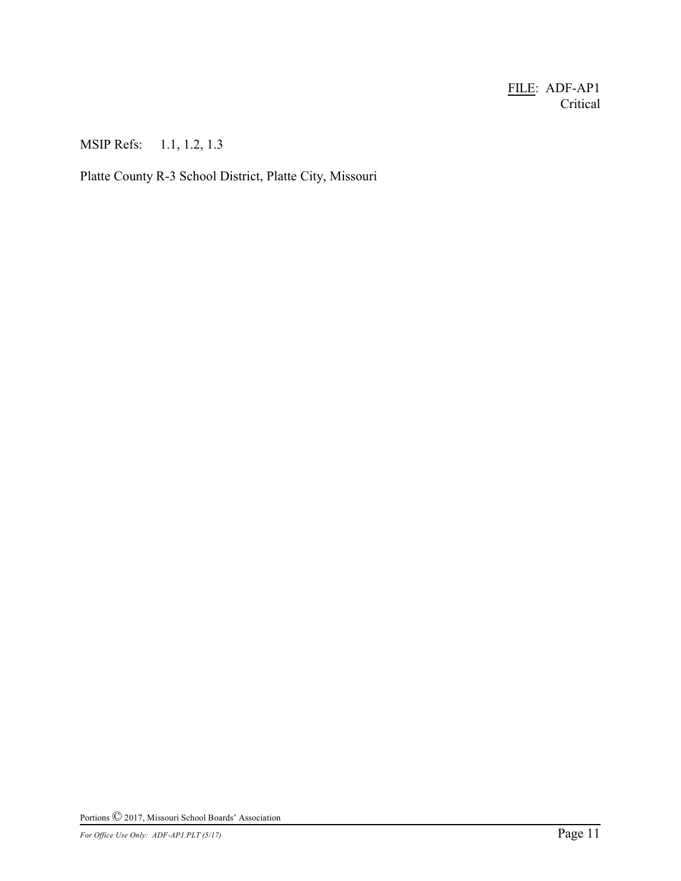FILE: ADF-AP1
Critical

MSIP Refs: 1.1, 1.2, 1.3

Platte County R-3 School District, Platte City, Missouri

Portions © 2017, Missouri School Boards' Association

*For Office Use Only: ADF-AP1.PLT (5/17)*